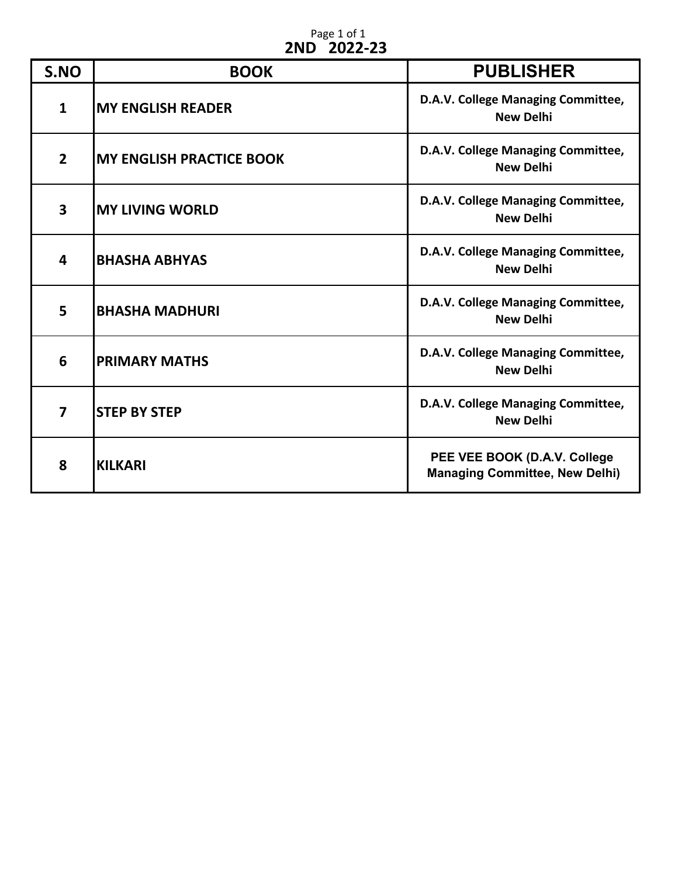# 2ND 2022-23

| S.NO | BOOK | PUBLISHER |
|---|---|---|
| 1 | MY ENGLISH READER | D.A.V. College Managing Committee, New Delhi |
| 2 | MY ENGLISH PRACTICE BOOK | D.A.V. College Managing Committee, New Delhi |
| 3 | MY LIVING WORLD | D.A.V. College Managing Committee, New Delhi |
| 4 | BHASHA ABHYAS | D.A.V. College Managing Committee, New Delhi |
| 5 | BHASHA MADHURI | D.A.V. College Managing Committee, New Delhi |
| 6 | PRIMARY MATHS | D.A.V. College Managing Committee, New Delhi |
| 7 | STEP BY STEP | D.A.V. College Managing Committee, New Delhi |
| 8 | KILKARI | PEE VEE BOOK (D.A.V. College Managing Committee, New Delhi) |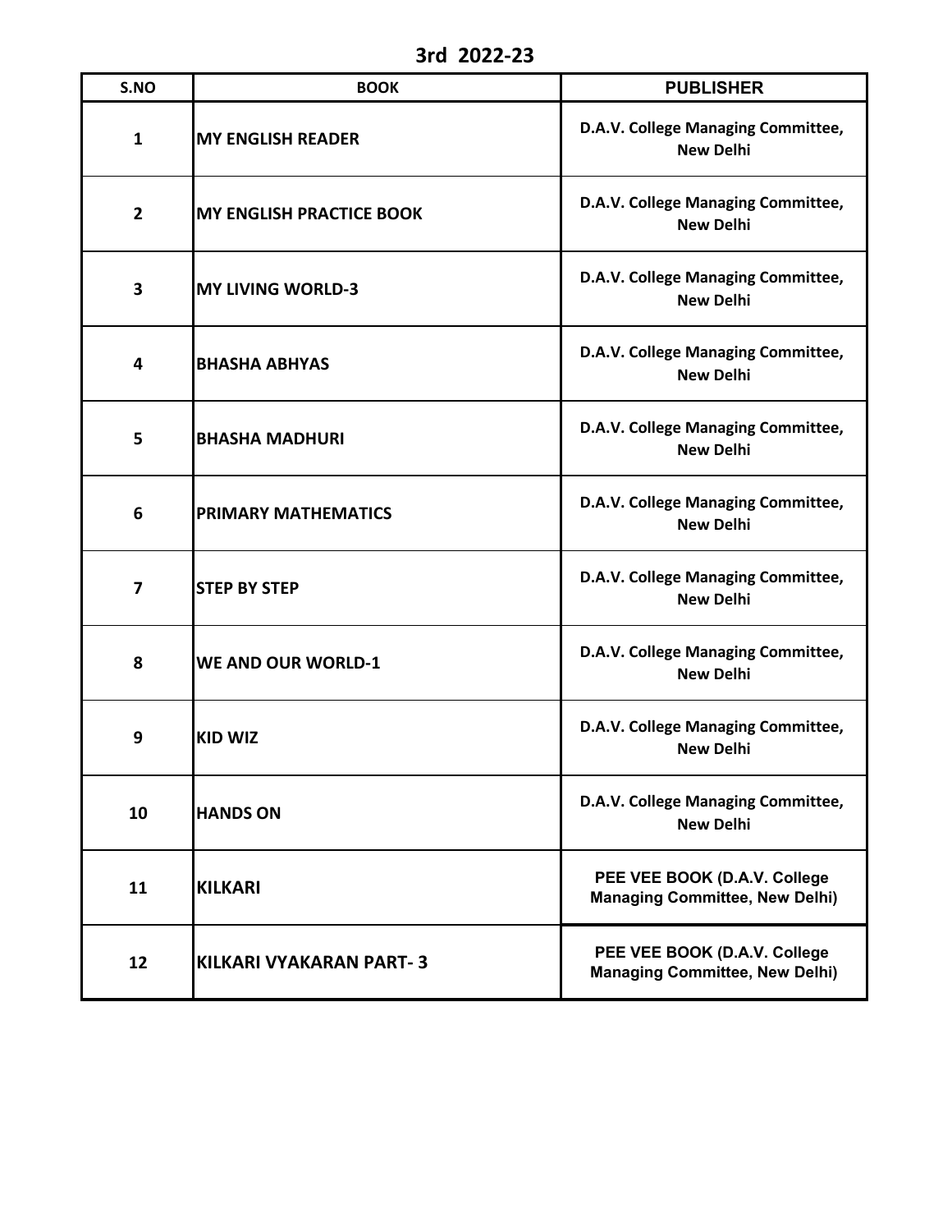# 3rd 2022-23

| S.NO | BOOK | PUBLISHER |
| --- | --- | --- |
| 1 | MY ENGLISH READER | D.A.V. College Managing Committee, New Delhi |
| 2 | MY ENGLISH PRACTICE BOOK | D.A.V. College Managing Committee, New Delhi |
| 3 | MY LIVING WORLD-3 | D.A.V. College Managing Committee, New Delhi |
| 4 | BHASHA ABHYAS | D.A.V. College Managing Committee, New Delhi |
| 5 | BHASHA MADHURI | D.A.V. College Managing Committee, New Delhi |
| 6 | PRIMARY MATHEMATICS | D.A.V. College Managing Committee, New Delhi |
| 7 | STEP BY STEP | D.A.V. College Managing Committee, New Delhi |
| 8 | WE AND OUR WORLD-1 | D.A.V. College Managing Committee, New Delhi |
| 9 | KID WIZ | D.A.V. College Managing Committee, New Delhi |
| 10 | HANDS ON | D.A.V. College Managing Committee, New Delhi |
| 11 | KILKARI | PEE VEE BOOK (D.A.V. College Managing Committee, New Delhi) |
| 12 | KILKARI VYAKARAN PART- 3 | PEE VEE BOOK (D.A.V. College Managing Committee, New Delhi) |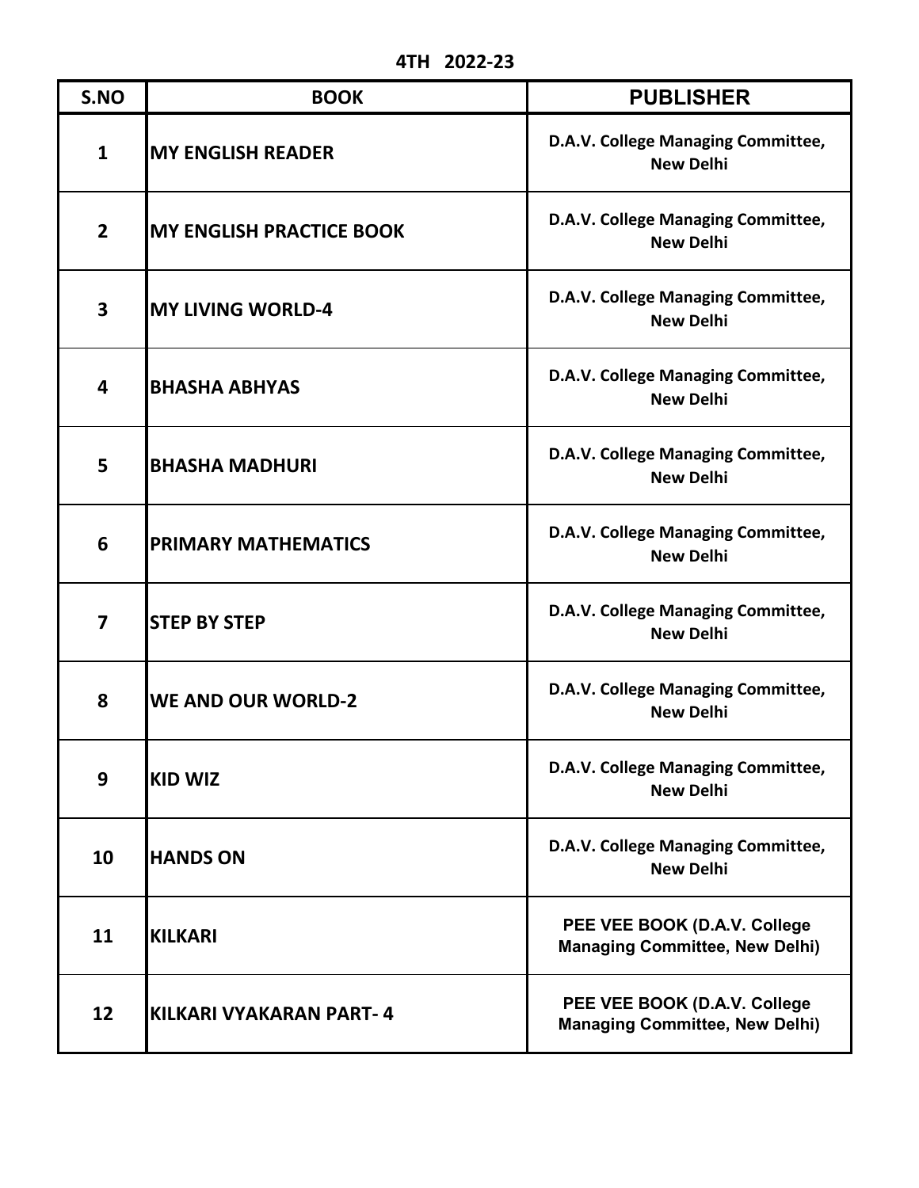# 4TH 2022-23

| S.NO | BOOK | PUBLISHER |
|---|---|---|
| 1 | MY ENGLISH READER | D.A.V. College Managing Committee, New Delhi |
| 2 | MY ENGLISH PRACTICE BOOK | D.A.V. College Managing Committee, New Delhi |
| 3 | MY LIVING WORLD-4 | D.A.V. College Managing Committee, New Delhi |
| 4 | BHASHA ABHYAS | D.A.V. College Managing Committee, New Delhi |
| 5 | BHASHA MADHURI | D.A.V. College Managing Committee, New Delhi |
| 6 | PRIMARY MATHEMATICS | D.A.V. College Managing Committee, New Delhi |
| 7 | STEP BY STEP | D.A.V. College Managing Committee, New Delhi |
| 8 | WE AND OUR WORLD-2 | D.A.V. College Managing Committee, New Delhi |
| 9 | KID WIZ | D.A.V. College Managing Committee, New Delhi |
| 10 | HANDS ON | D.A.V. College Managing Committee, New Delhi |
| 11 | KILKARI | PEE VEE BOOK (D.A.V. College Managing Committee, New Delhi) |
| 12 | KILKARI VYAKARAN PART- 4 | PEE VEE BOOK (D.A.V. College Managing Committee, New Delhi) |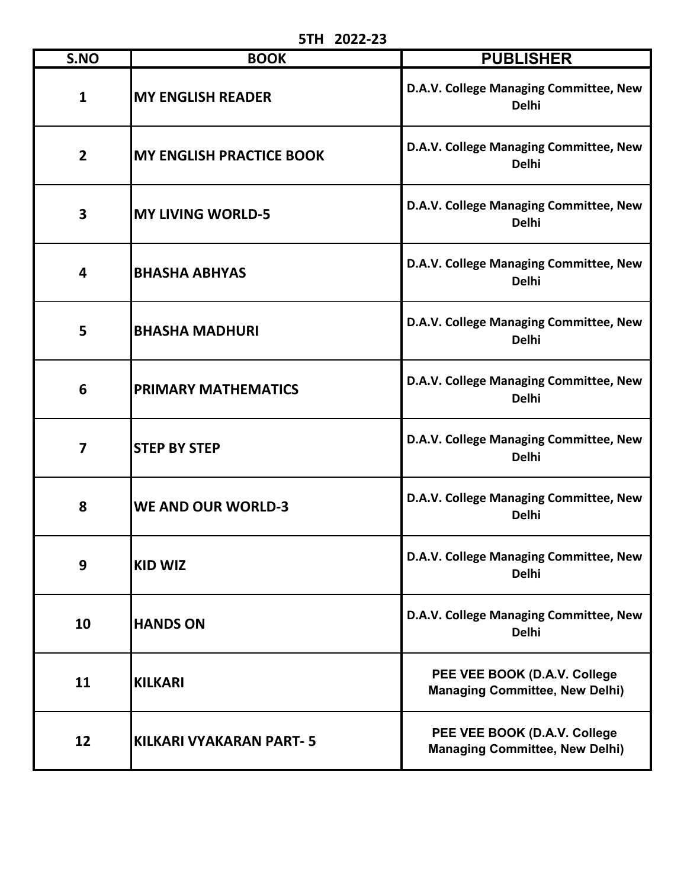**5TH 2022-23**

| S.NO | BOOK | PUBLISHER |
| --- | --- | --- |
| 1 | MY ENGLISH READER | D.A.V. College Managing Committee, New Delhi |
| 2 | MY ENGLISH PRACTICE BOOK | D.A.V. College Managing Committee, New Delhi |
| 3 | MY LIVING WORLD-5 | D.A.V. College Managing Committee, New Delhi |
| 4 | BHASHA ABHYAS | D.A.V. College Managing Committee, New Delhi |
| 5 | BHASHA MADHURI | D.A.V. College Managing Committee, New Delhi |
| 6 | PRIMARY MATHEMATICS | D.A.V. College Managing Committee, New Delhi |
| 7 | STEP BY STEP | D.A.V. College Managing Committee, New Delhi |
| 8 | WE AND OUR WORLD-3 | D.A.V. College Managing Committee, New Delhi |
| 9 | KID WIZ | D.A.V. College Managing Committee, New Delhi |
| 10 | HANDS ON | D.A.V. College Managing Committee, New Delhi |
| 11 | KILKARI | PEE VEE BOOK (D.A.V. College Managing Committee, New Delhi) |
| 12 | KILKARI VYAKARAN PART- 5 | PEE VEE BOOK (D.A.V. College Managing Committee, New Delhi) |